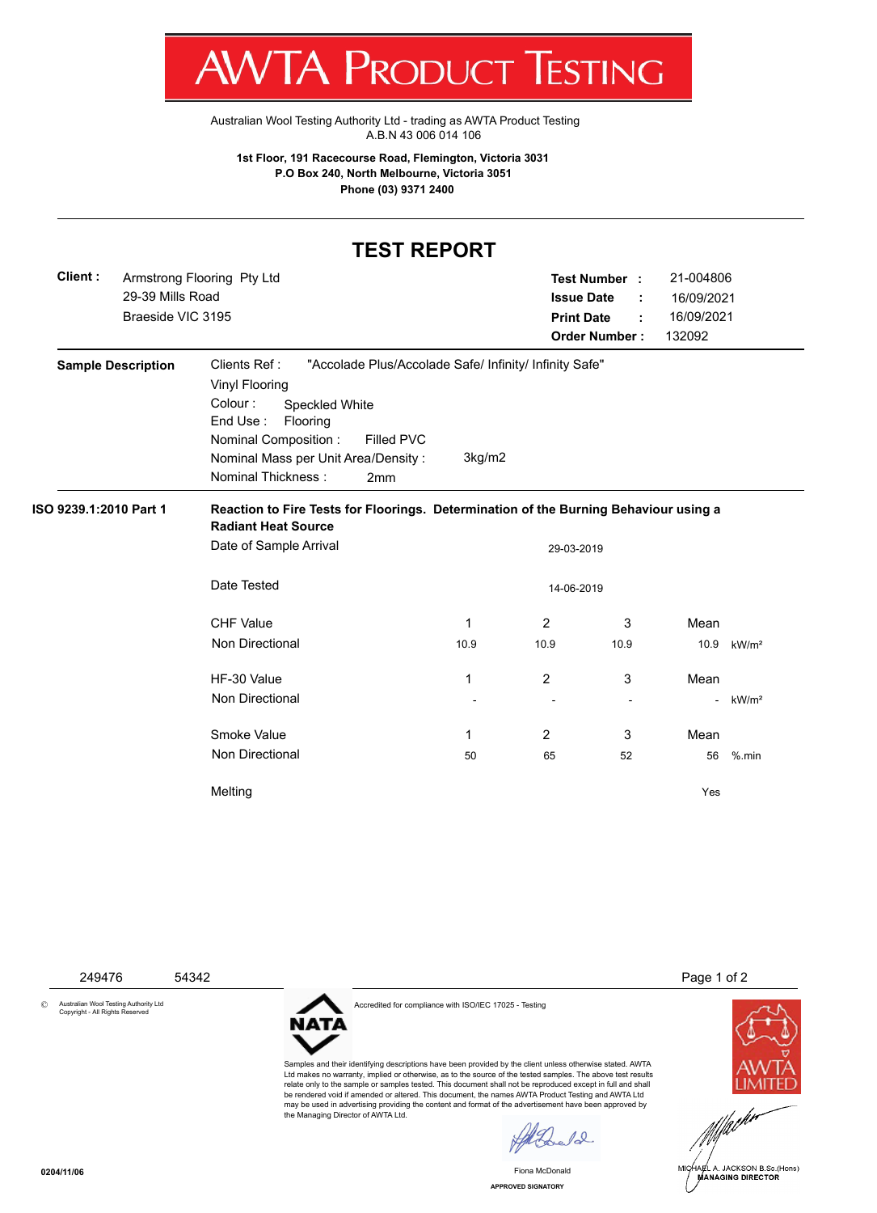# AWTA PRODUCT TESTING

Australian Wool Testing Authority Ltd - trading as AWTA Product Testing
A.B.N 43 006 014 106

**1st Floor, 191 Racecourse Road, Flemington, Victoria 3031**
**P.O Box 240, North Melbourne, Victoria 3051**
**Phone (03) 9371 2400**

## TEST REPORT

**Client :** Armstrong Flooring Pty Ltd
29-39 Mills Road
Braeside VIC 3195

**Test Number :** 21-004806
**Issue Date :** 16/09/2021
**Print Date :** 16/09/2021
**Order Number :** 132092

**Sample Description**

Clients Ref : "Accolade Plus/Accolade Safe/ Infinity/ Infinity Safe"
Vinyl Flooring
Colour : Speckled White
End Use : Flooring
Nominal Composition : Filled PVC
Nominal Mass per Unit Area/Density : 3kg/m2
Nominal Thickness : 2mm

**ISO 9239.1:2010 Part 1** — **Reaction to Fire Tests for Floorings. Determination of the Burning Behaviour using a Radiant Heat Source**

Date of Sample Arrival: 29-03-2019

Date Tested: 14-06-2019

| | 1 | 2 | 3 | Mean | |
|---|---|---|---|---|---|
| **CHF Value** Non Directional | 10.9 | 10.9 | 10.9 | 10.9 | kW/m² |
| **HF-30 Value** Non Directional | - | - | - | - | kW/m² |
| **Smoke Value** Non Directional | 50 | 65 | 52 | 56 | %.min |

Melting: Yes

249476 54342

© Australian Wool Testing Authority Ltd Copyright - All Rights Reserved

NATA — Accredited for compliance with ISO/IEC 17025 - Testing

Samples and their identifying descriptions have been provided by the client unless otherwise stated. AWTA Ltd makes no warranty, implied or otherwise, as to the source of the tested samples. The above test results relate only to the sample or samples tested. This document shall not be reproduced except in full and shall be rendered void if amended or altered. This document, the names AWTA Product Testing and AWTA Ltd may be used in advertising providing the content and format of the advertisement have been approved by the Managing Director of AWTA Ltd.

Fiona McDonald
APPROVED SIGNATORY

MICHAEL A. JACKSON B.Sc.(Hons)
MANAGING DIRECTOR

0204/11/06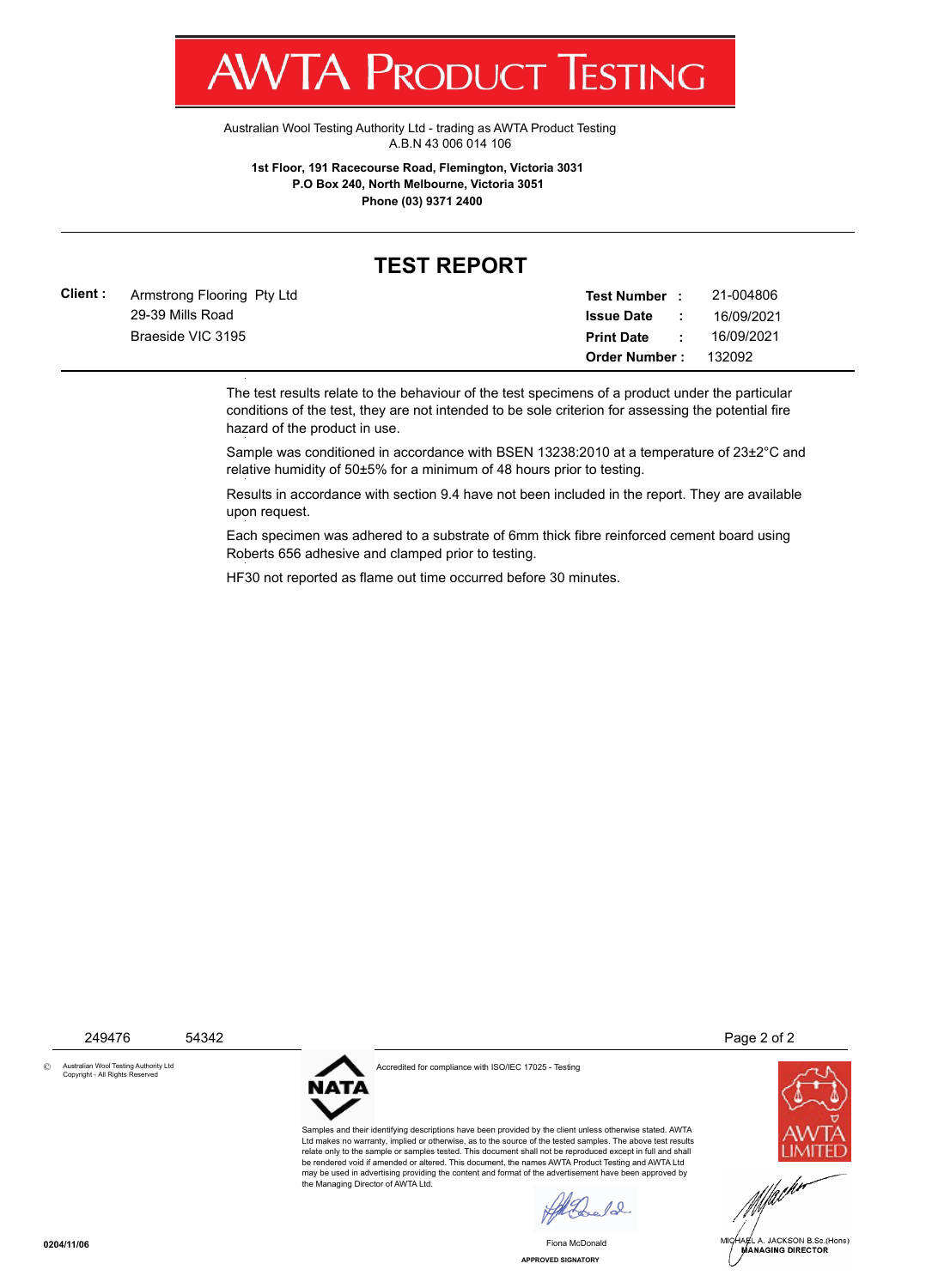# AWTA PRODUCT TESTING

Australian Wool Testing Authority Ltd - trading as AWTA Product Testing
A.B.N 43 006 014 106

**1st Floor, 191 Racecourse Road, Flemington, Victoria 3031**
**P.O Box 240, North Melbourne, Victoria 3051**
**Phone (03) 9371 2400**

## TEST REPORT

**Client :** Armstrong Flooring Pty Ltd
29-39 Mills Road
Braeside VIC 3195

**Test Number :** 21-004806
**Issue Date :** 16/09/2021
**Print Date :** 16/09/2021
**Order Number :** 132092

The test results relate to the behaviour of the test specimens of a product under the particular conditions of the test, they are not intended to be sole criterion for assessing the potential fire hazard of the product in use.

Sample was conditioned in accordance with BSEN 13238:2010 at a temperature of 23±2°C and relative humidity of 50±5% for a minimum of 48 hours prior to testing.

Results in accordance with section 9.4 have not been included in the report. They are available upon request.

Each specimen was adhered to a substrate of 6mm thick fibre reinforced cement board using Roberts 656 adhesive and clamped prior to testing.

HF30 not reported as flame out time occurred before 30 minutes.

249476 54342

© Australian Wool Testing Authority Ltd
Copyright - All Rights Reserved

NATA

Accredited for compliance with ISO/IEC 17025 - Testing

Samples and their identifying descriptions have been provided by the client unless otherwise stated. AWTA Ltd makes no warranty, implied or otherwise, as to the source of the tested samples. The above test results relate only to the sample or samples tested. This document shall not be reproduced except in full and shall be rendered void if amended or altered. This document, the names AWTA Product Testing and AWTA Ltd may be used in advertising providing the content and format of the advertisement have been approved by the Managing Director of AWTA Ltd.

Fiona McDonald
APPROVED SIGNATORY

AWTA LIMITED

MICHAEL A. JACKSON B.Sc.(Hons)
MANAGING DIRECTOR

0204/11/06